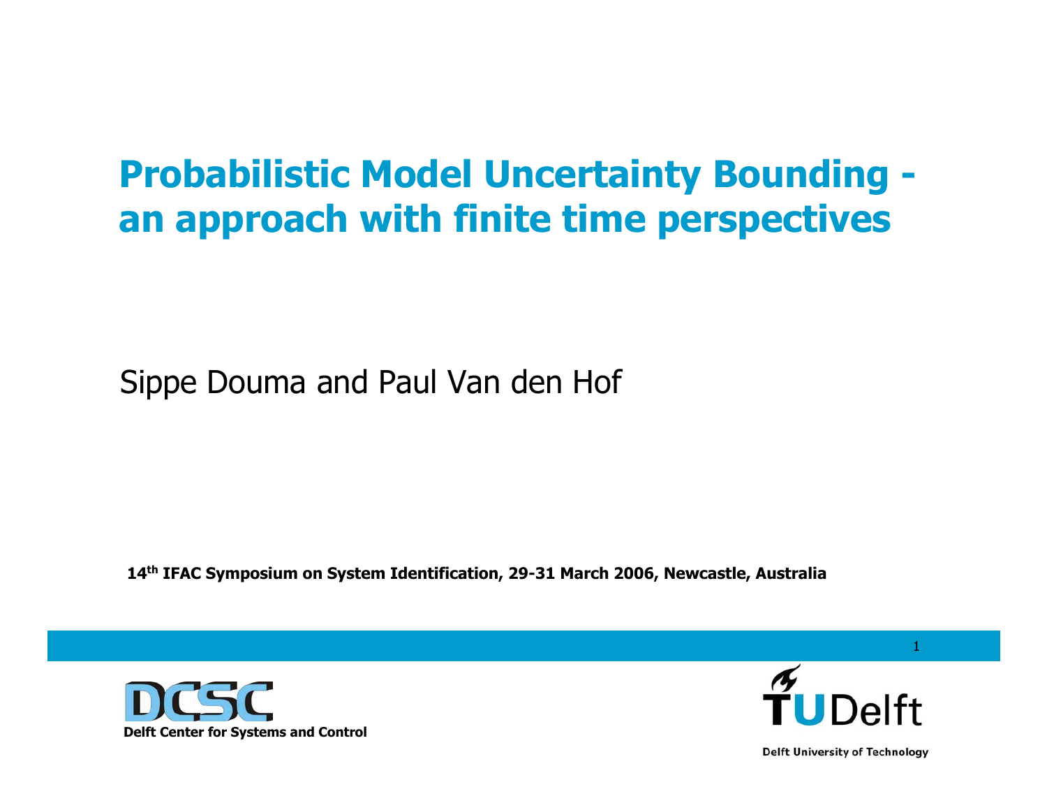# Probabilistic Model Uncertainty Bounding - an approach with finite time perspectives

Sippe Douma and Paul Van den Hof

**14th IFAC Symposium on System Identification, 29-31 March 2006, Newcastle, Australia**

**Delft Center for Systems and Control**

**Delft University of Technology**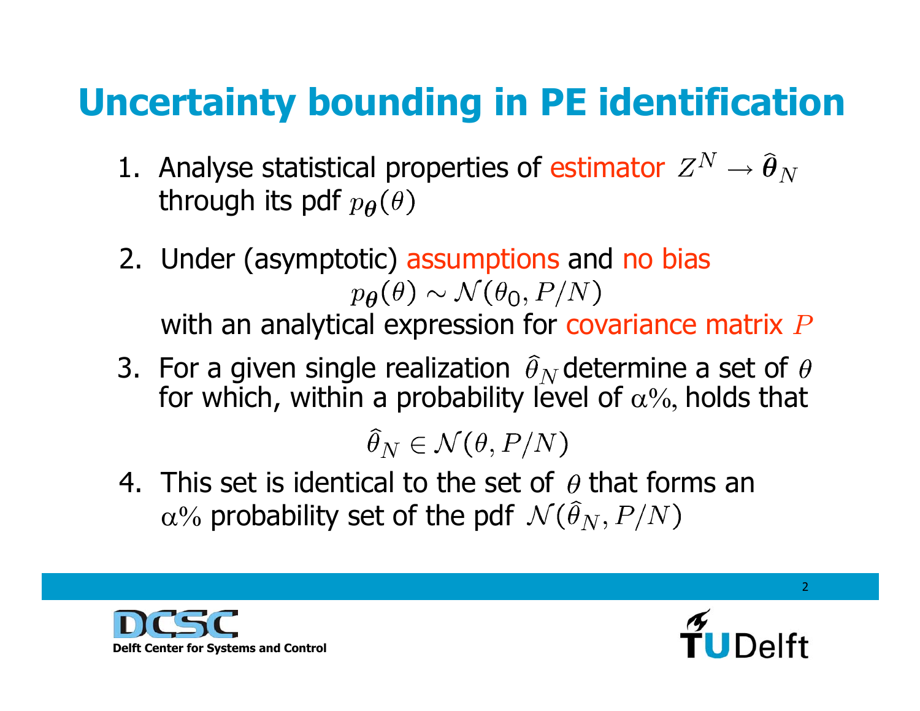# Uncertainty bounding in PE identification

1. Analyse statistical properties of estimator $Z^N \rightarrow \widehat{\boldsymbol{\theta}}_N$ through its pdf $p_{\boldsymbol{\theta}}(\theta)$

2. Under (asymptotic) assumptions and no bias
$$p_{\boldsymbol{\theta}}(\theta) \sim \mathcal{N}(\theta_0, P/N)$$
with an analytical expression for covariance matrix $P$

3. For a given single realization $\widehat{\theta}_N$ determine a set of $\theta$ for which, within a probability level of $\alpha\%$, holds that
$$\widehat{\theta}_N \in \mathcal{N}(\theta, P/N)$$

4. This set is identical to the set of $\theta$ that forms an $\alpha\%$ probability set of the pdf $\mathcal{N}(\widehat{\theta}_N, P/N)$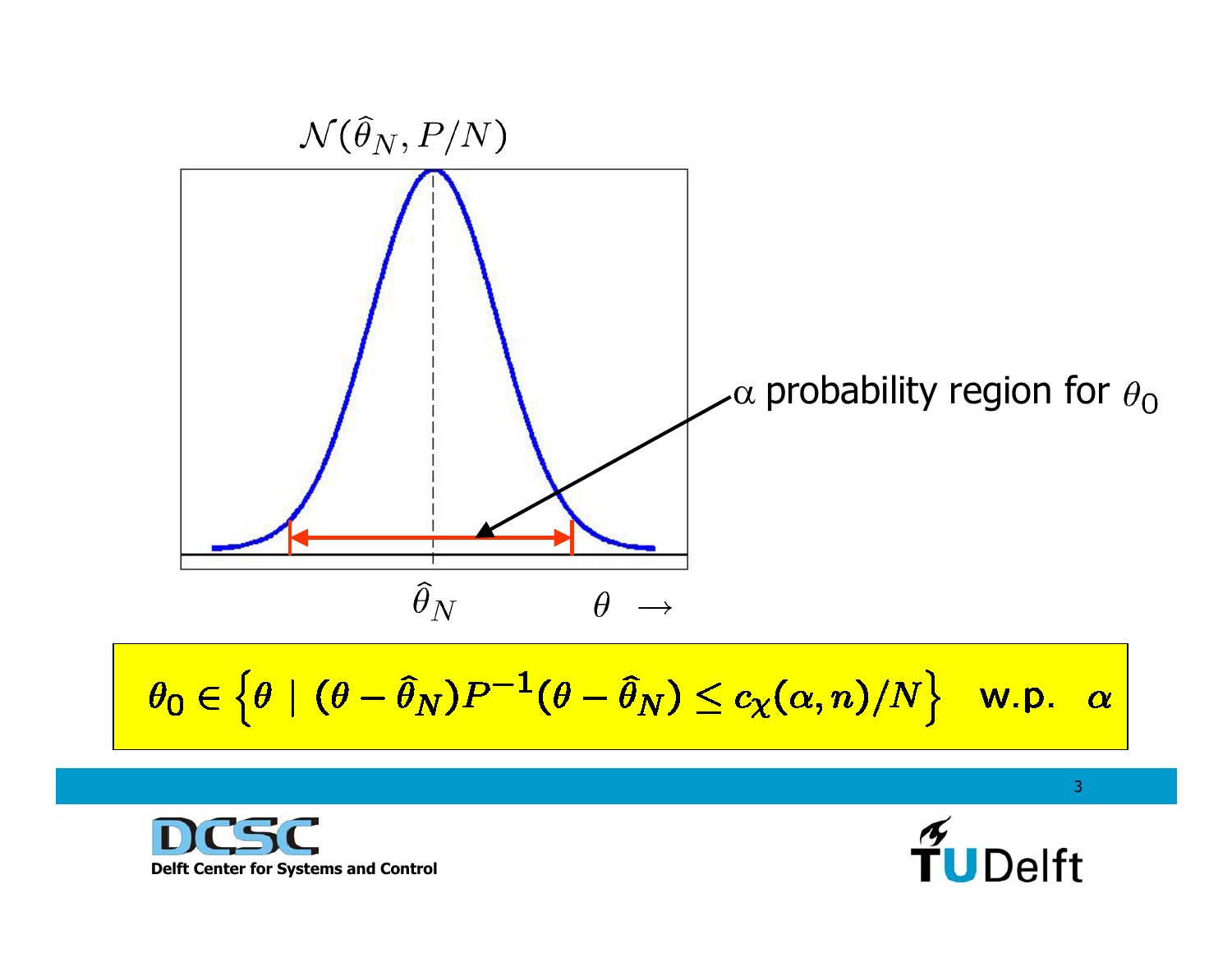$$\mathcal{N}(\hat{\theta}_N, P/N)$$

$\alpha$ probability region for $\theta_0$

$\hat{\theta}_N$ $\quad \theta \rightarrow$

$$\theta_0 \in \left\{ \theta \mid (\theta - \hat{\theta}_N) P^{-1} (\theta - \hat{\theta}_N) \leq c_\chi(\alpha, n)/N \right\} \quad \text{w.p.} \quad \alpha$$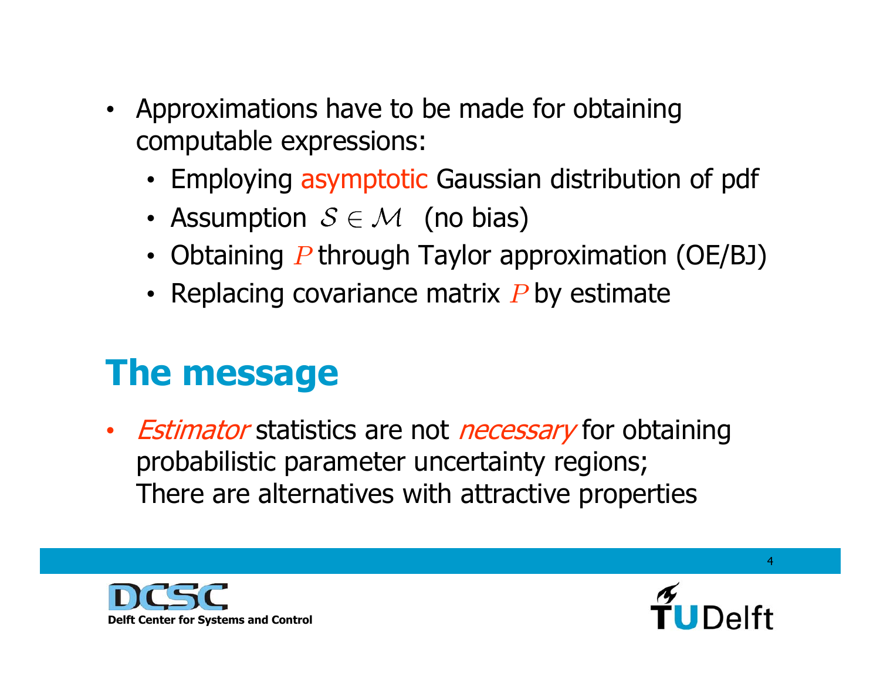- Approximations have to be made for obtaining computable expressions:
  - Employing asymptotic Gaussian distribution of pdf
  - Assumption $\mathcal{S} \in \mathcal{M}$ (no bias)
  - Obtaining $P$ through Taylor approximation (OE/BJ)
  - Replacing covariance matrix $P$ by estimate

## The message

- *Estimator* statistics are not *necessary* for obtaining probabilistic parameter uncertainty regions;
  There are alternatives with attractive properties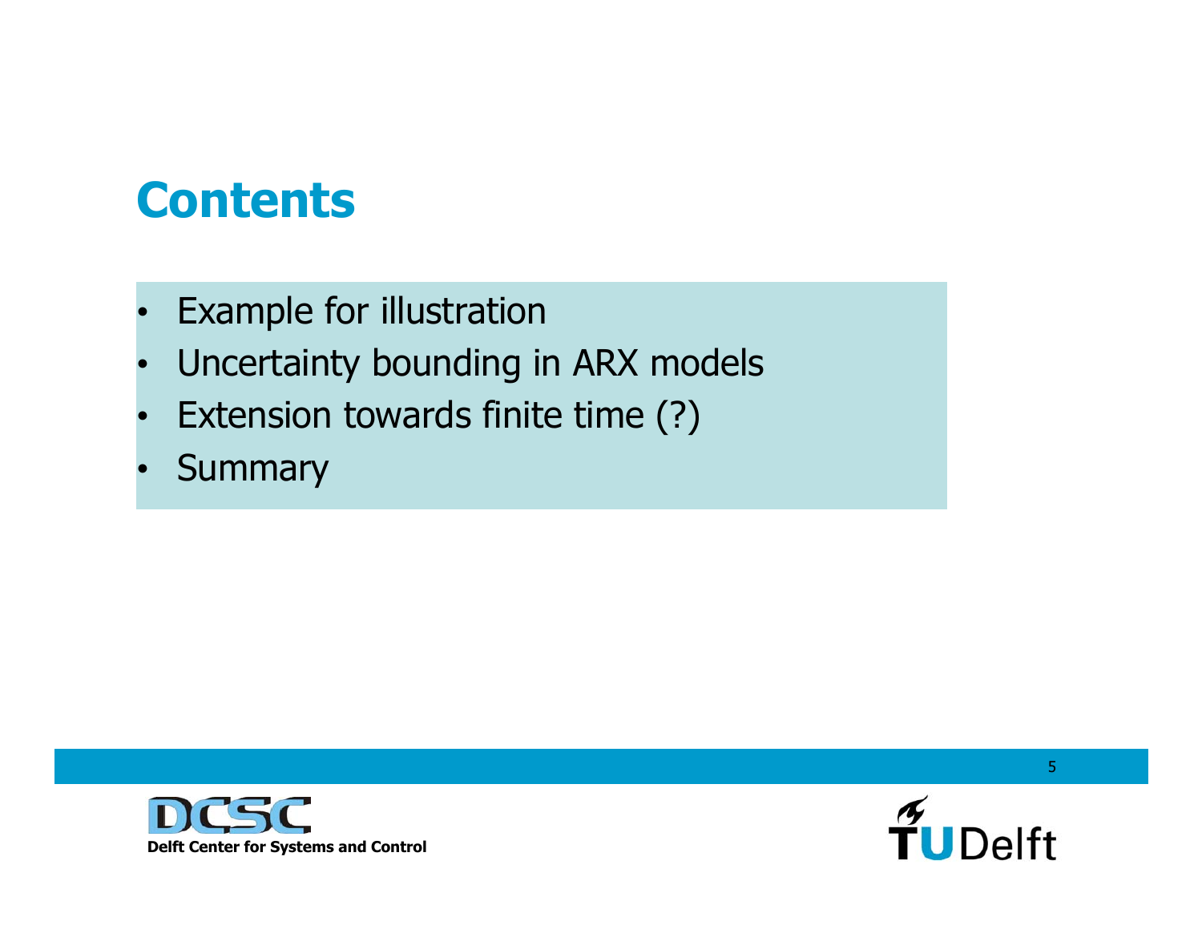# Contents

- Example for illustration
- Uncertainty bounding in ARX models
- Extension towards finite time (?)
- Summary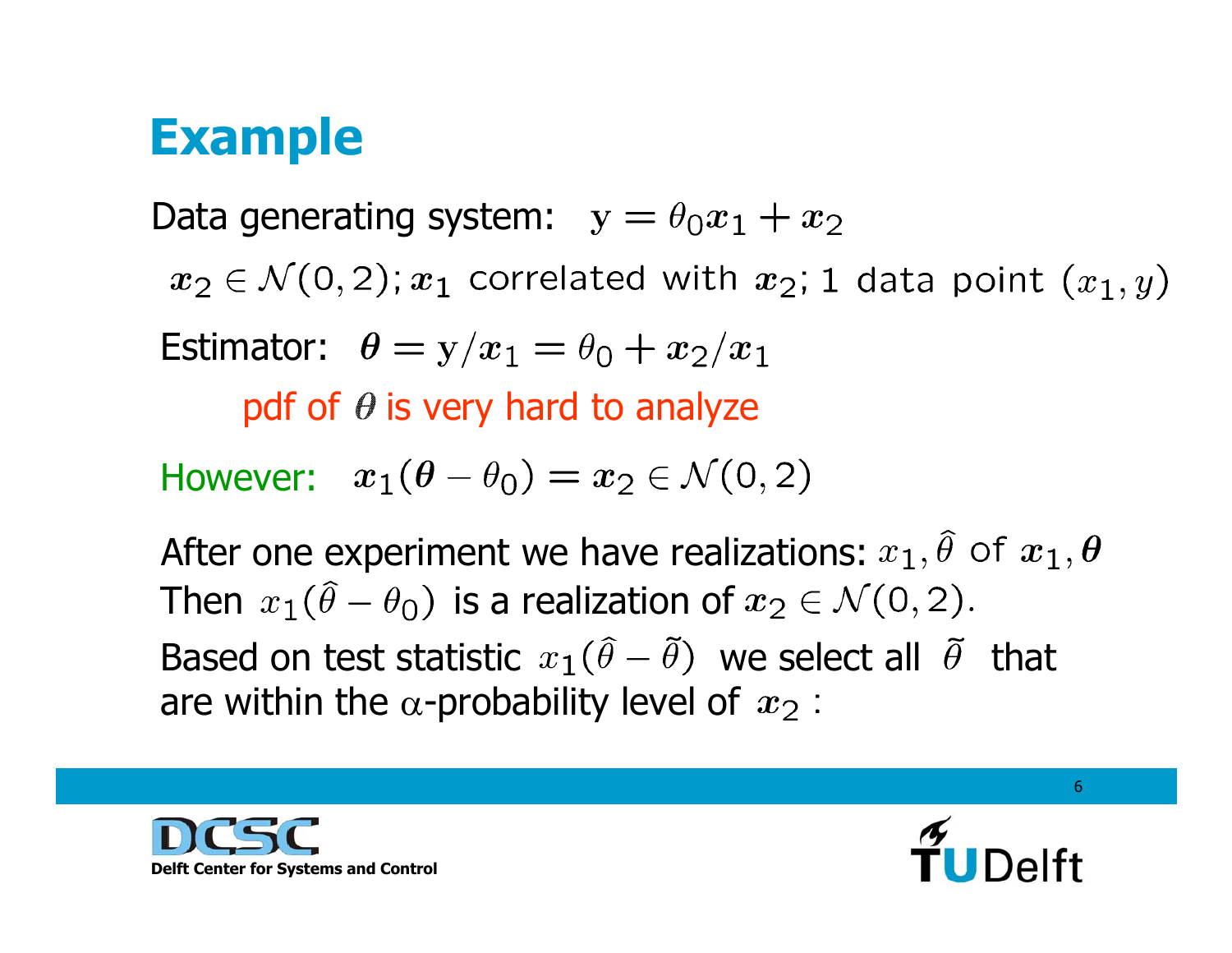# Example

Data generating system: $\mathrm{y} = \theta_0 \boldsymbol{x}_1 + \boldsymbol{x}_2$

$\boldsymbol{x}_2 \in \mathcal{N}(0,2)$; $\boldsymbol{x}_1$ correlated with $\boldsymbol{x}_2$; 1 data point $(x_1, y)$

Estimator: $\boldsymbol{\theta} = \mathrm{y}/\boldsymbol{x}_1 = \theta_0 + \boldsymbol{x}_2/\boldsymbol{x}_1$

pdf of $\boldsymbol{\theta}$ is very hard to analyze

However: $\boldsymbol{x}_1(\boldsymbol{\theta} - \theta_0) = \boldsymbol{x}_2 \in \mathcal{N}(0,2)$

After one experiment we have realizations: $x_1, \hat{\theta}$ of $\boldsymbol{x}_1, \boldsymbol{\theta}$
Then $x_1(\hat{\theta} - \theta_0)$ is a realization of $\boldsymbol{x}_2 \in \mathcal{N}(0,2)$.
Based on test statistic $x_1(\hat{\theta} - \tilde{\theta})$ we select all $\tilde{\theta}$ that are within the $\alpha$-probability level of $\boldsymbol{x}_2$ :

Delft Center for Systems and Control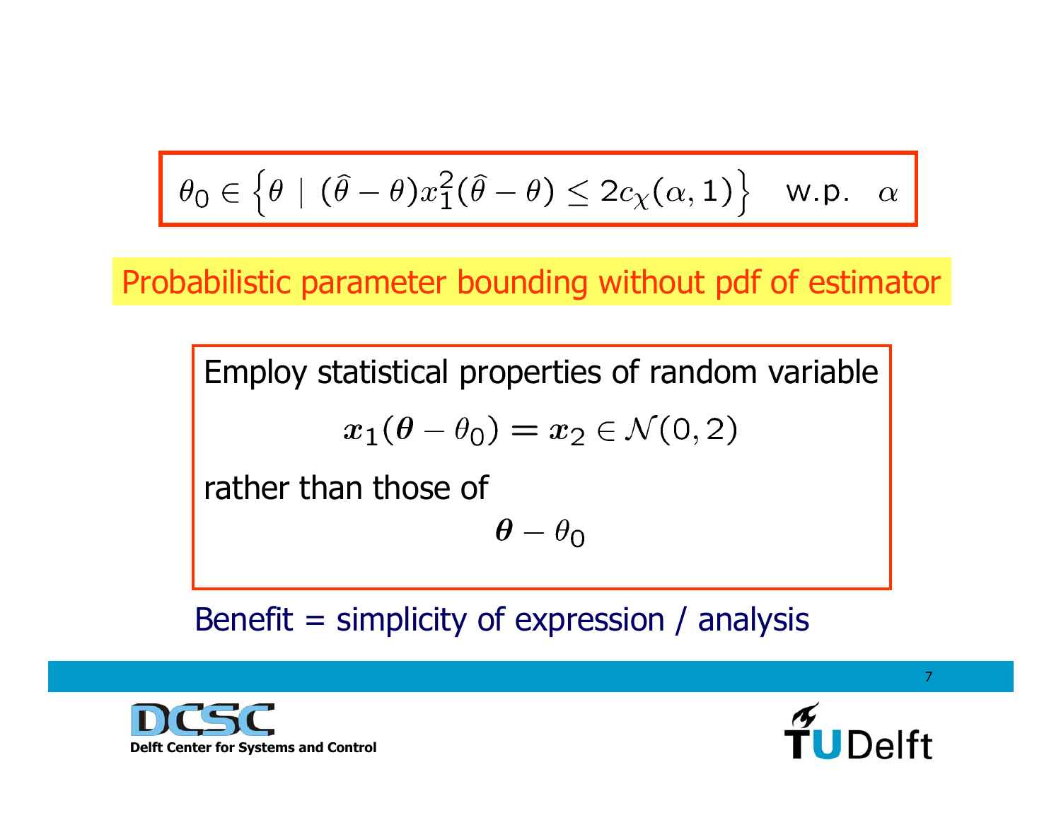$$\theta_0 \in \left\{\theta \mid (\widehat{\theta} - \theta)x_1^2(\widehat{\theta} - \theta) \leq 2c_\chi(\alpha, 1)\right\} \quad \text{w.p.} \quad \alpha$$

Probabilistic parameter bounding without pdf of estimator

Employ statistical properties of random variable

$$\boldsymbol{x}_1(\boldsymbol{\theta} - \theta_0) = \boldsymbol{x}_2 \in \mathcal{N}(0, 2)$$

rather than those of

$$\boldsymbol{\theta} - \theta_0$$

Benefit = simplicity of expression / analysis

DCSC Delft Center for Systems and Control

TU Delft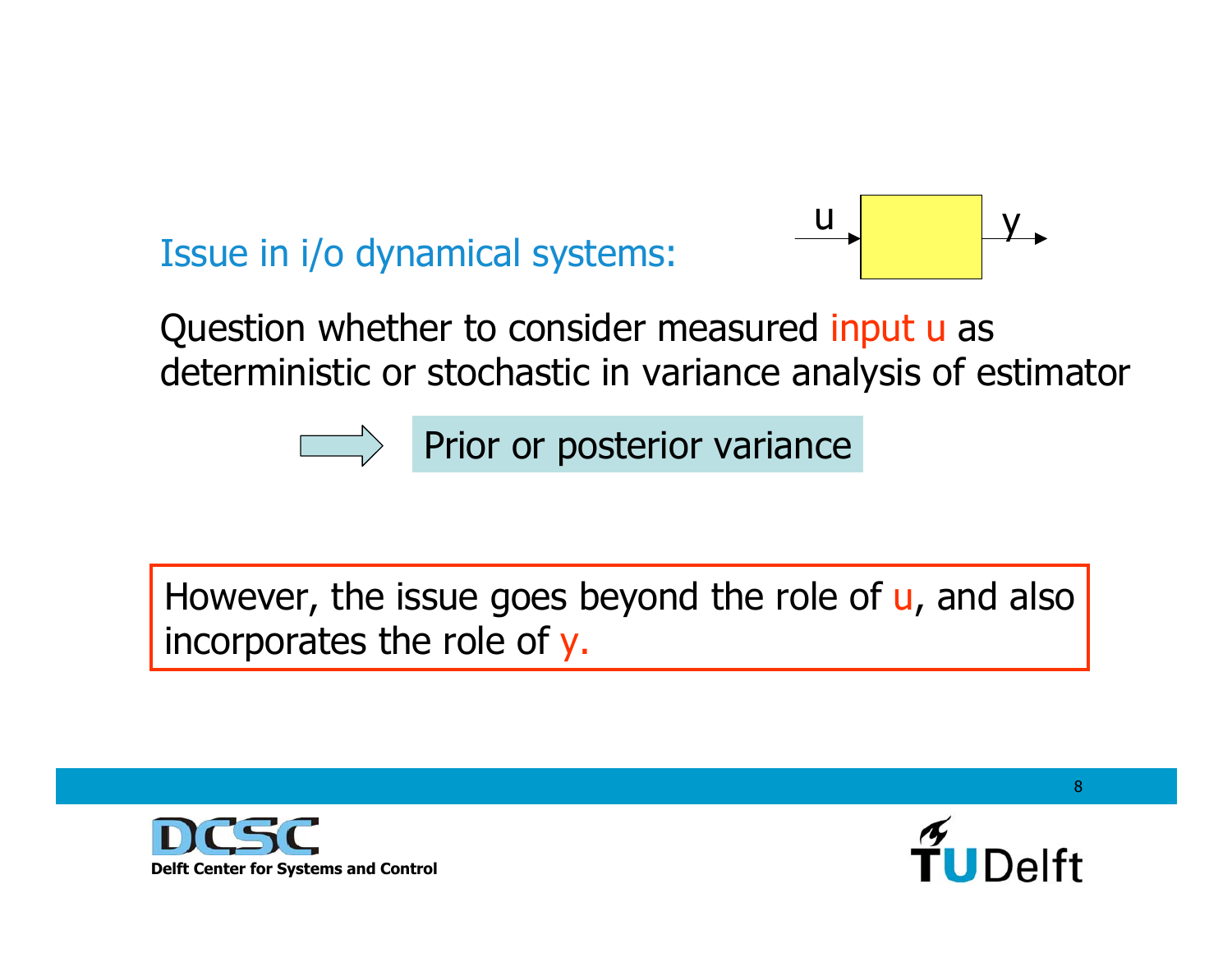## Issue in i/o dynamical systems:

Question whether to consider measured input $u$ as deterministic or stochastic in variance analysis of estimator

⇒ **Prior or posterior variance**

However, the issue goes beyond the role of $u$, and also incorporates the role of $y$.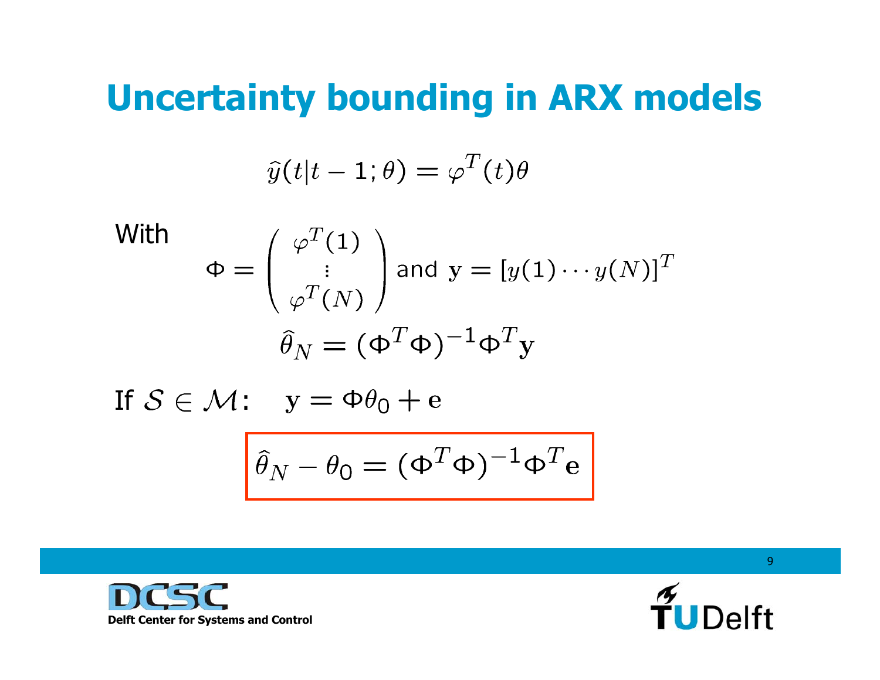# Uncertainty bounding in ARX models

$$\hat{y}(t|t-1;\theta) = \varphi^T(t)\theta$$

With
$$\Phi = \begin{pmatrix} \varphi^T(1) \\ \vdots \\ \varphi^T(N) \end{pmatrix} \text{ and } \mathbf{y} = [y(1)\cdots y(N)]^T$$

$$\hat{\theta}_N = (\Phi^T\Phi)^{-1}\Phi^T\mathbf{y}$$

If $\mathcal{S} \in \mathcal{M}$: $\quad \mathbf{y} = \Phi\theta_0 + \mathbf{e}$

$$\boxed{\hat{\theta}_N - \theta_0 = (\Phi^T\Phi)^{-1}\Phi^T\mathbf{e}}$$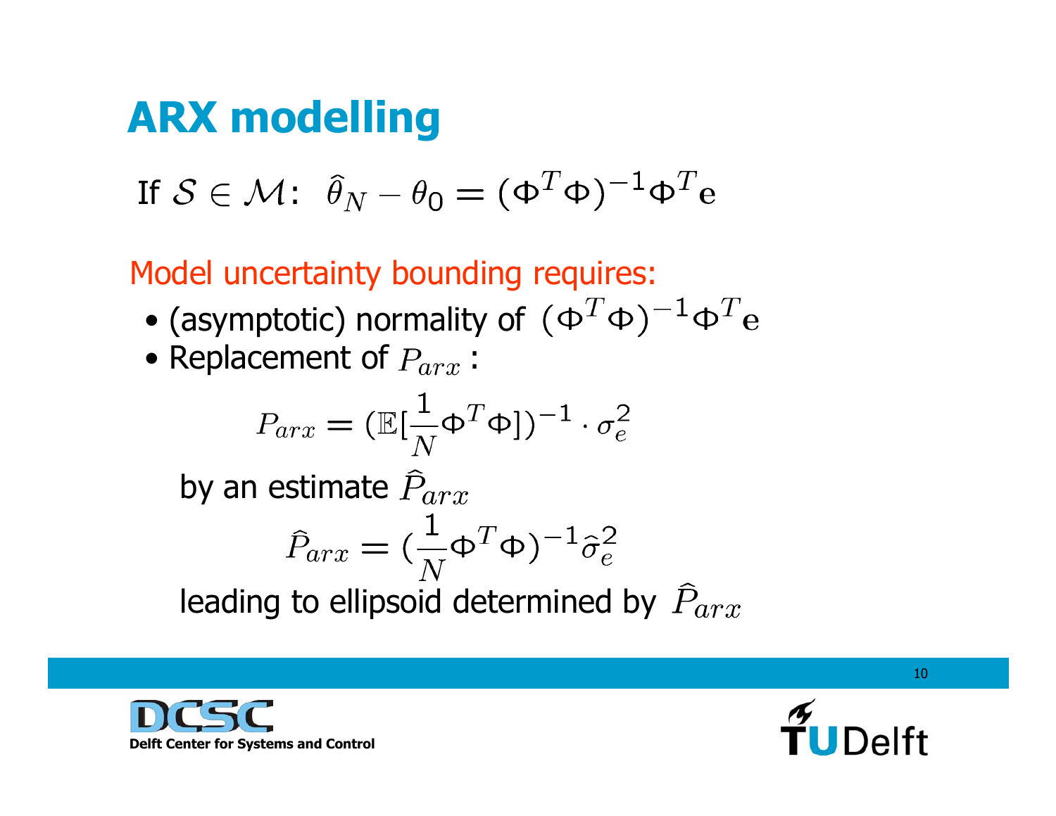# ARX modelling

If $\mathcal{S} \in \mathcal{M}$: $\hat{\theta}_N - \theta_0 = (\Phi^T \Phi)^{-1} \Phi^T \mathbf{e}$

Model uncertainty bounding requires:

- (asymptotic) normality of $(\Phi^T \Phi)^{-1} \Phi^T \mathbf{e}$
- Replacement of $P_{arx}$:

$$P_{arx} = (\mathbb{E}[\frac{1}{N}\Phi^T \Phi])^{-1} \cdot \sigma_e^2$$

by an estimate $\hat{P}_{arx}$

$$\hat{P}_{arx} = (\frac{1}{N}\Phi^T \Phi)^{-1} \hat{\sigma}_e^2$$

leading to ellipsoid determined by $\hat{P}_{arx}$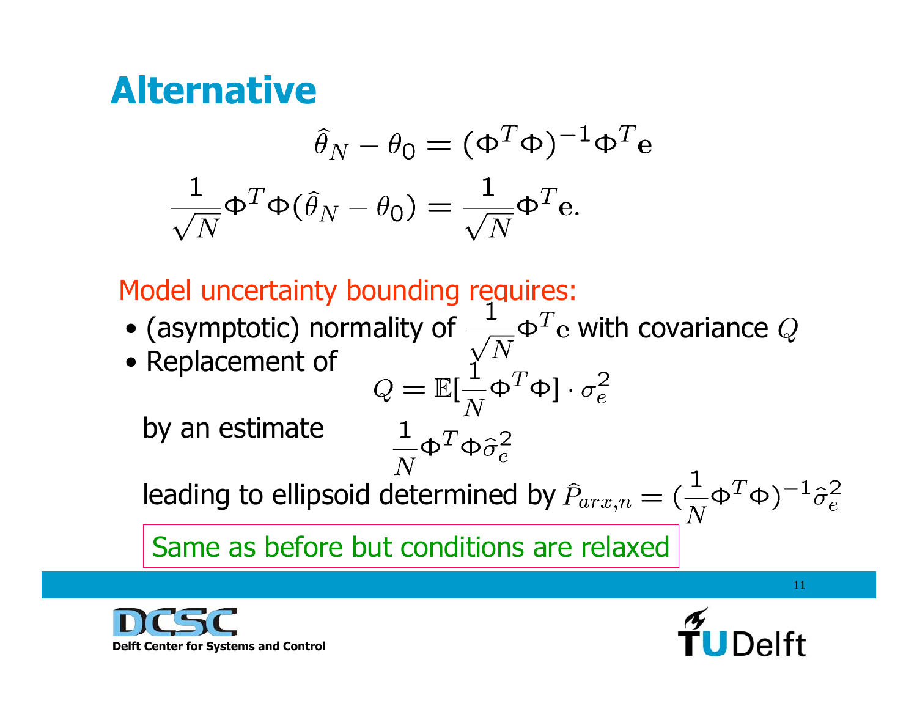# Alternative

$$\hat{\theta}_N - \theta_0 = (\Phi^T \Phi)^{-1} \Phi^T \mathbf{e}$$

$$\frac{1}{\sqrt{N}} \Phi^T \Phi (\hat{\theta}_N - \theta_0) = \frac{1}{\sqrt{N}} \Phi^T \mathbf{e}.$$

Model uncertainty bounding requires:

- (asymptotic) normality of $\frac{1}{\sqrt{N}} \Phi^T \mathbf{e}$ with covariance $Q$
- Replacement of

$$Q = \mathbb{E}[\frac{1}{N} \Phi^T \Phi] \cdot \sigma_e^2$$

by an estimate

$$\frac{1}{N} \Phi^T \Phi \hat{\sigma}_e^2$$

leading to ellipsoid determined by $\hat{P}_{arx,n} = (\frac{1}{N} \Phi^T \Phi)^{-1} \hat{\sigma}_e^2$

Same as before but conditions are relaxed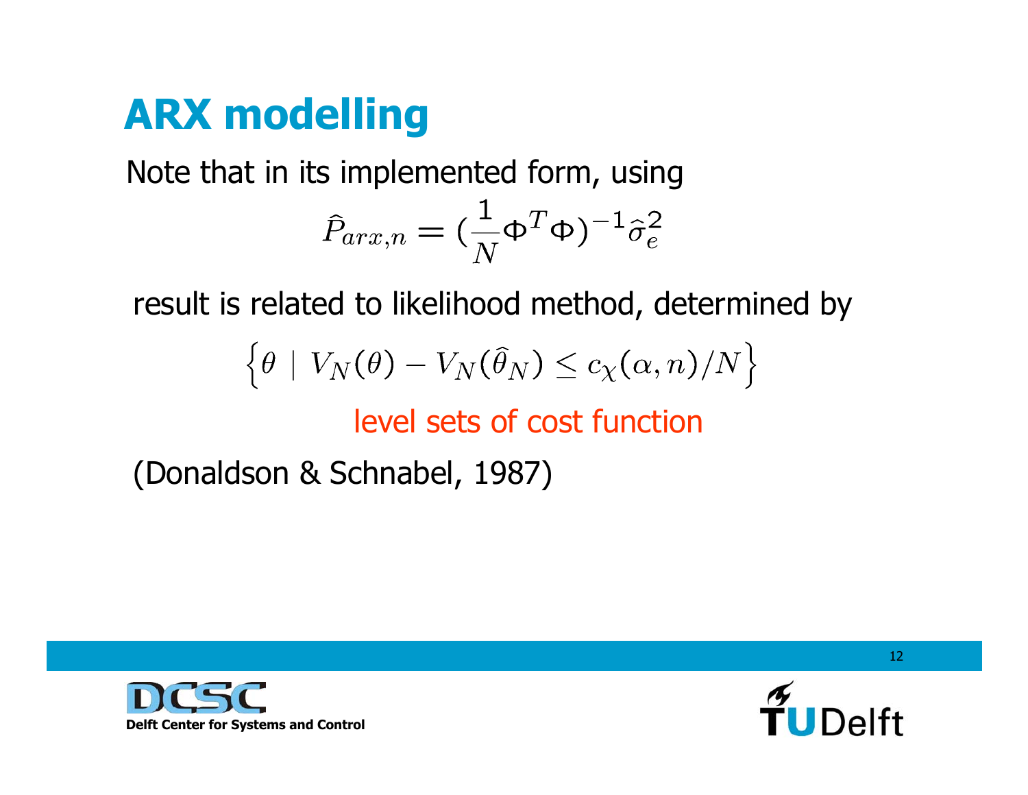# ARX modelling

Note that in its implemented form, using

$$\widehat{P}_{arx,n} = (\frac{1}{N}\Phi^T\Phi)^{-1}\widehat{\sigma}_e^2$$

result is related to likelihood method, determined by

$$\left\{\theta \mid V_N(\theta) - V_N(\widehat{\theta}_N) \leq c_\chi(\alpha, n)/N\right\}$$

level sets of cost function

(Donaldson & Schnabel, 1987)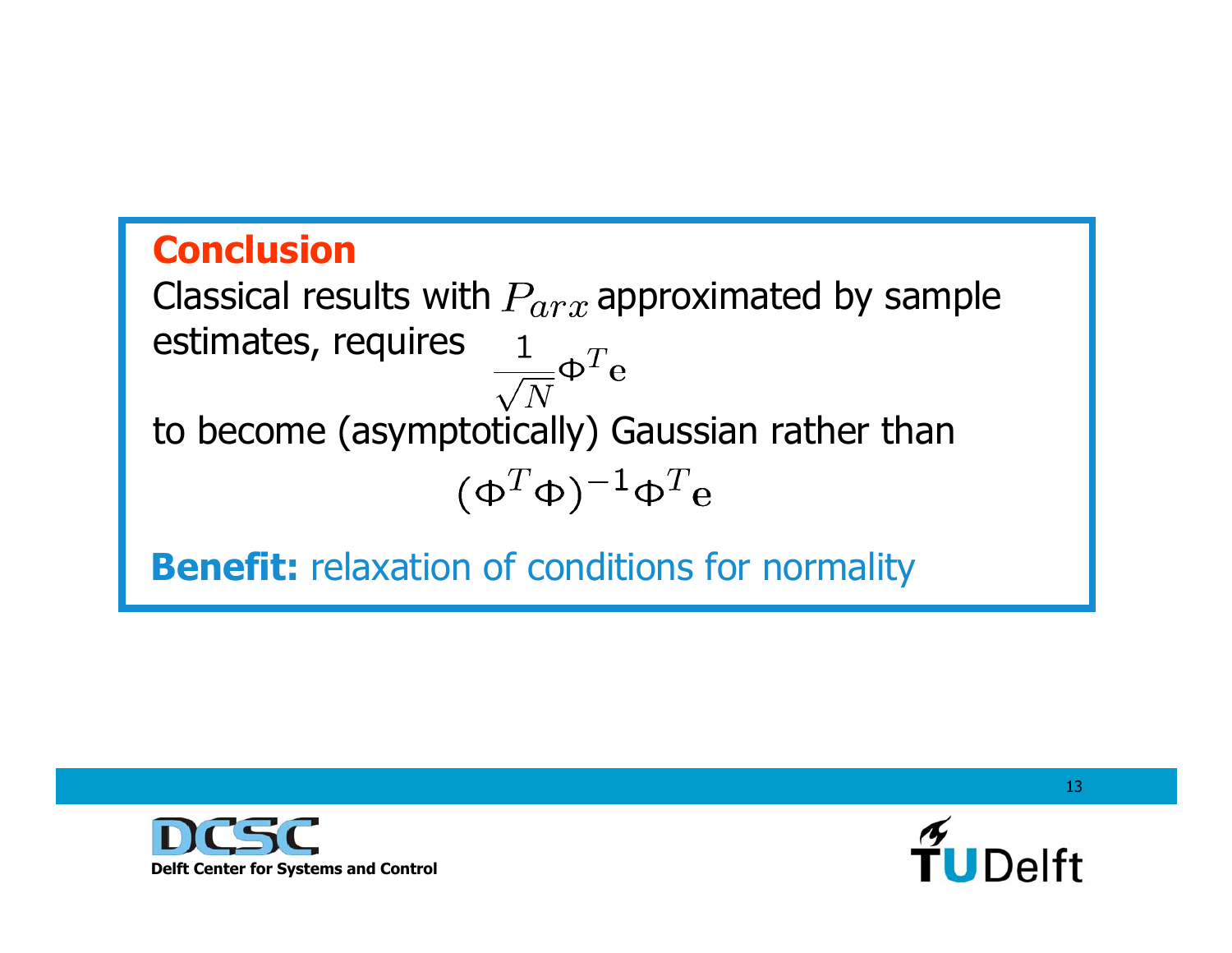**Conclusion**

Classical results with $P_{arx}$ approximated by sample estimates, requires

$$\frac{1}{\sqrt{N}}\Phi^T \mathbf{e}$$

to become (asymptotically) Gaussian rather than

$$(\Phi^T \Phi)^{-1} \Phi^T \mathbf{e}$$

**Benefit:** relaxation of conditions for normality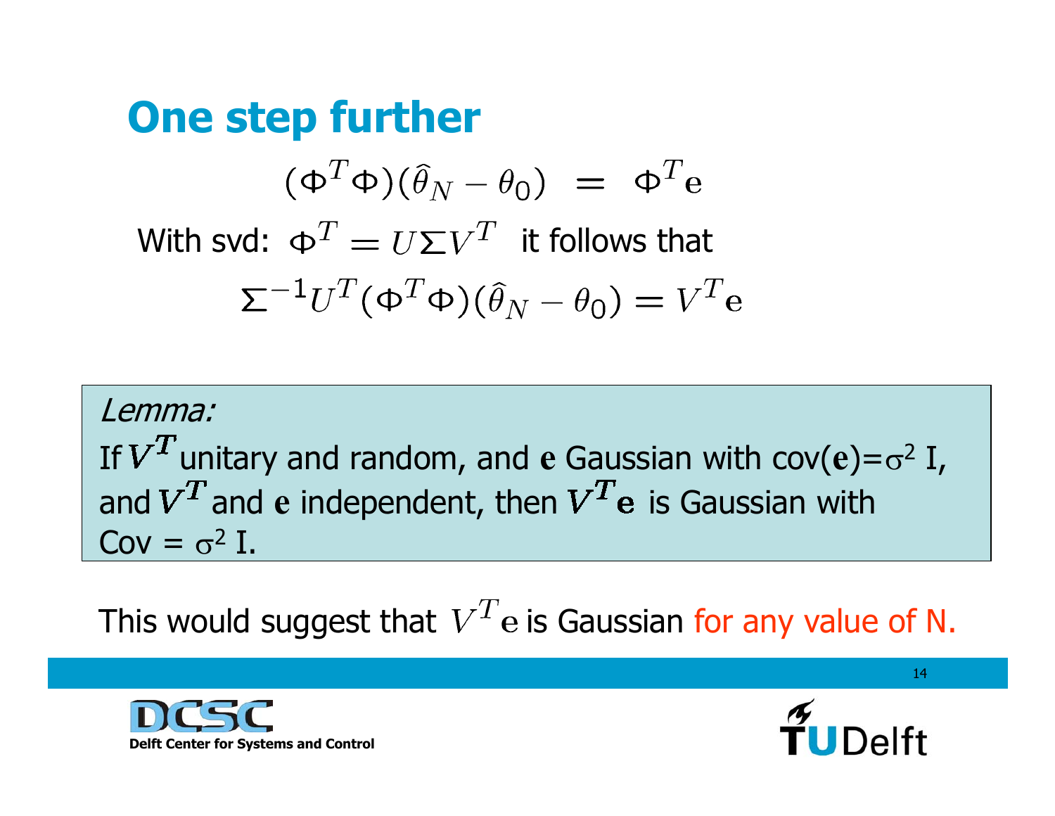# One step further

$$(\Phi^T \Phi)(\widehat{\theta}_N - \theta_0) \;=\; \Phi^T \mathbf{e}$$

With svd: $\Phi^T = U \Sigma V^T$ it follows that

$$\Sigma^{-1} U^T (\Phi^T \Phi)(\widehat{\theta}_N - \theta_0) = V^T \mathbf{e}$$

> *Lemma:*
> If $V^T$ unitary and random, and $\mathbf{e}$ Gaussian with cov($\mathbf{e}$)=$\sigma^2$ I, and $V^T$ and $\mathbf{e}$ independent, then $V^T\mathbf{e}$ is Gaussian with Cov = $\sigma^2$ I.

This would suggest that $V^T\mathbf{e}$ is Gaussian for any value of N.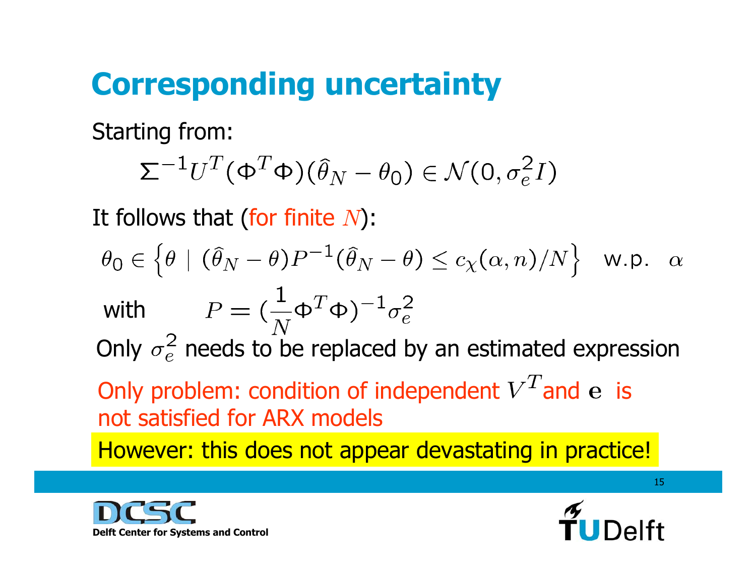# Corresponding uncertainty

Starting from:

$$\Sigma^{-1} U^T (\Phi^T \Phi)(\widehat{\theta}_N - \theta_0) \in \mathcal{N}(0, \sigma_e^2 I)$$

It follows that (for finite $N$):

$$\theta_0 \in \left\{ \theta \mid (\widehat{\theta}_N - \theta) P^{-1} (\widehat{\theta}_N - \theta) \leq c_\chi(\alpha, n)/N \right\} \quad \text{w.p.} \quad \alpha$$

with $\quad P = (\frac{1}{N}\Phi^T \Phi)^{-1} \sigma_e^2$

Only $\sigma_e^2$ needs to be replaced by an estimated expression

Only problem: condition of independent $V^T$ and $\mathbf{e}$ is not satisfied for ARX models

However: this does not appear devastating in practice!

Delft Center for Systems and Control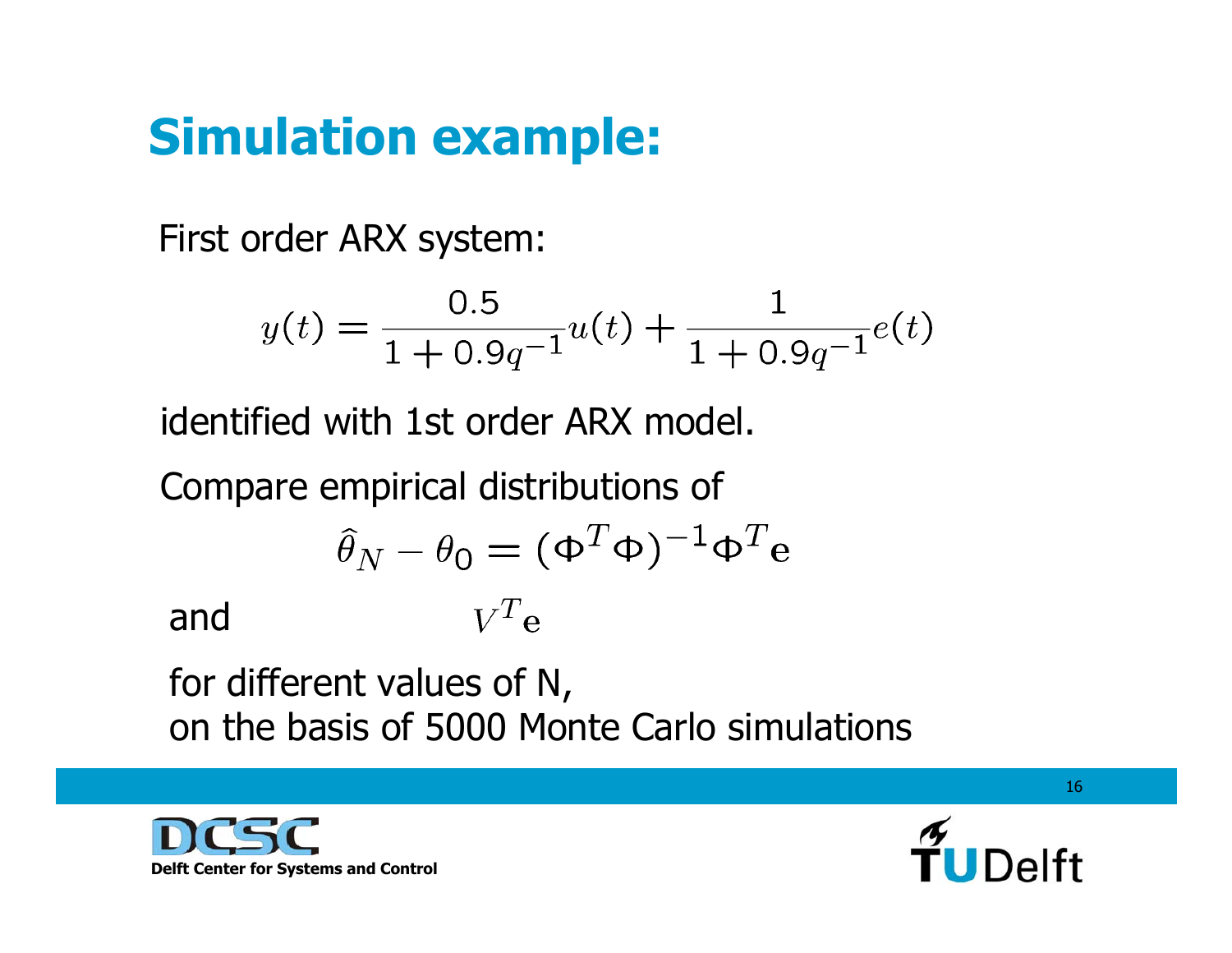# Simulation example:

First order ARX system:

$$y(t) = \frac{0.5}{1 + 0.9q^{-1}} u(t) + \frac{1}{1 + 0.9q^{-1}} e(t)$$

identified with 1st order ARX model.

Compare empirical distributions of

$$\hat{\theta}_N - \theta_0 = (\Phi^T \Phi)^{-1} \Phi^T \mathbf{e}$$

and $$V^T \mathbf{e}$$

for different values of N,
on the basis of 5000 Monte Carlo simulations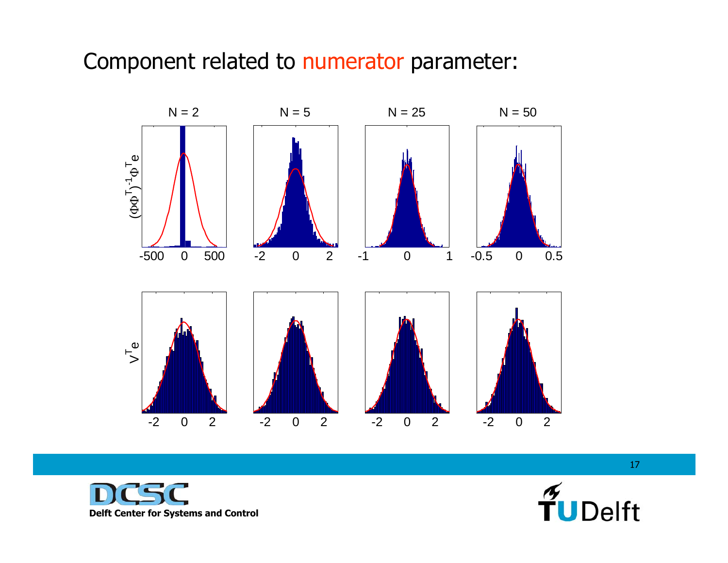Component related to numerator parameter:

N = 2 | N = 5 | N = 25 | N = 50

$(\Phi\Phi^T)^{-1}\Phi^T e$

-500 0 500 | -2 0 2 | -1 0 1 | -0.5 0 0.5

$V^T e$

-2 0 2 | -2 0 2 | -2 0 2 | -2 0 2

Delft Center for Systems and Control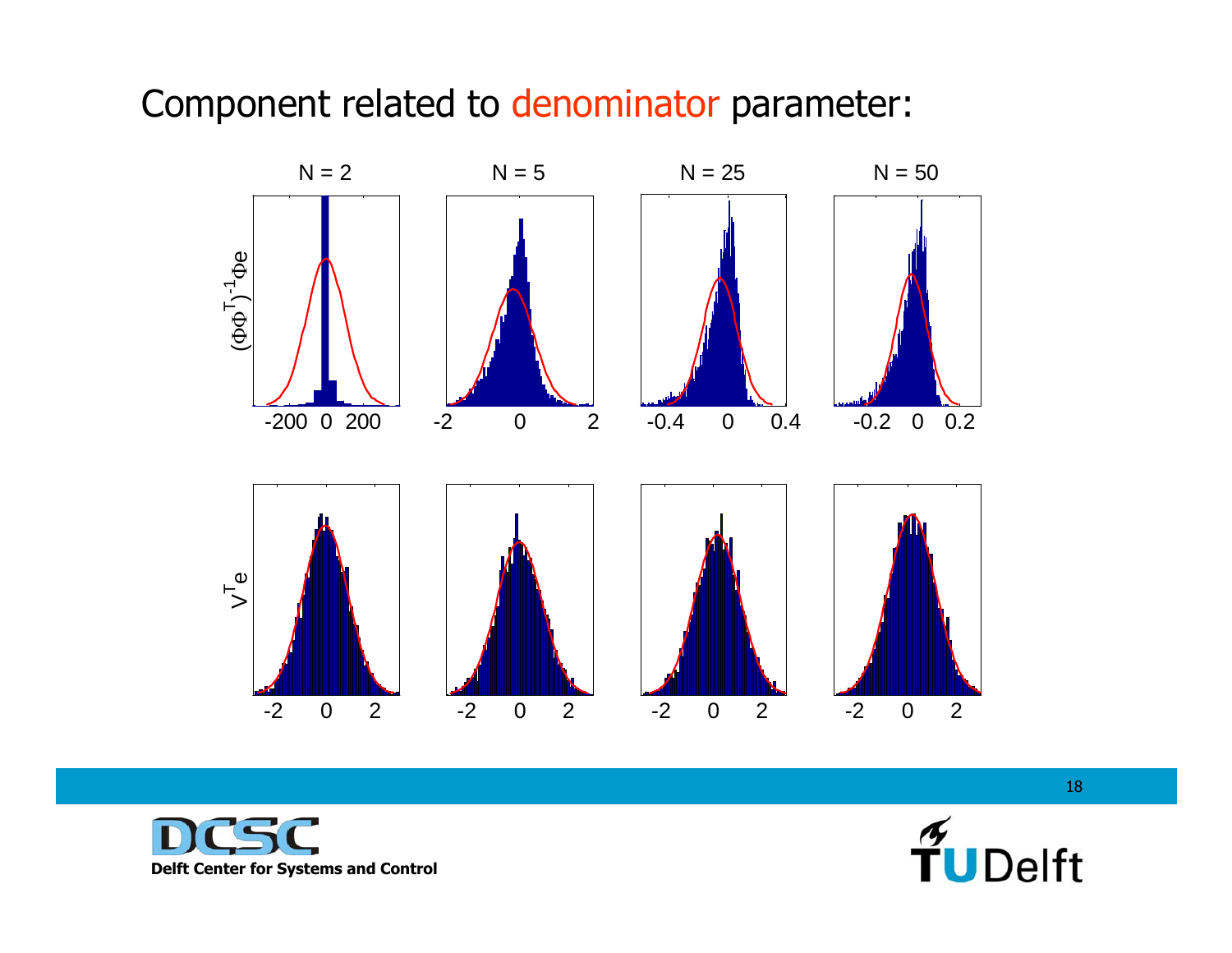Component related to denominator parameter: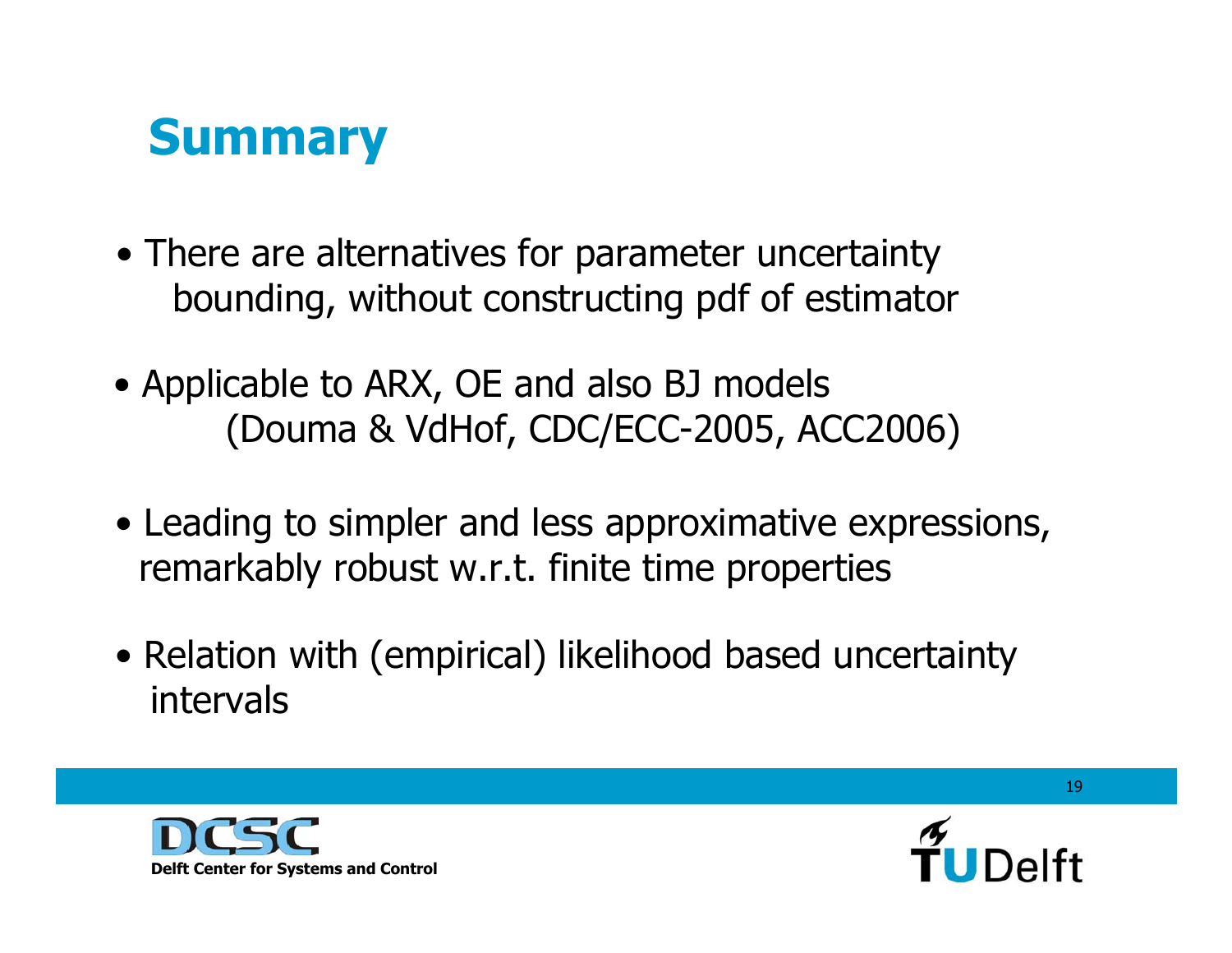# Summary

- There are alternatives for parameter uncertainty bounding, without constructing pdf of estimator
- Applicable to ARX, OE and also BJ models (Douma & VdHof, CDC/ECC-2005, ACC2006)
- Leading to simpler and less approximative expressions, remarkably robust w.r.t. finite time properties
- Relation with (empirical) likelihood based uncertainty intervals